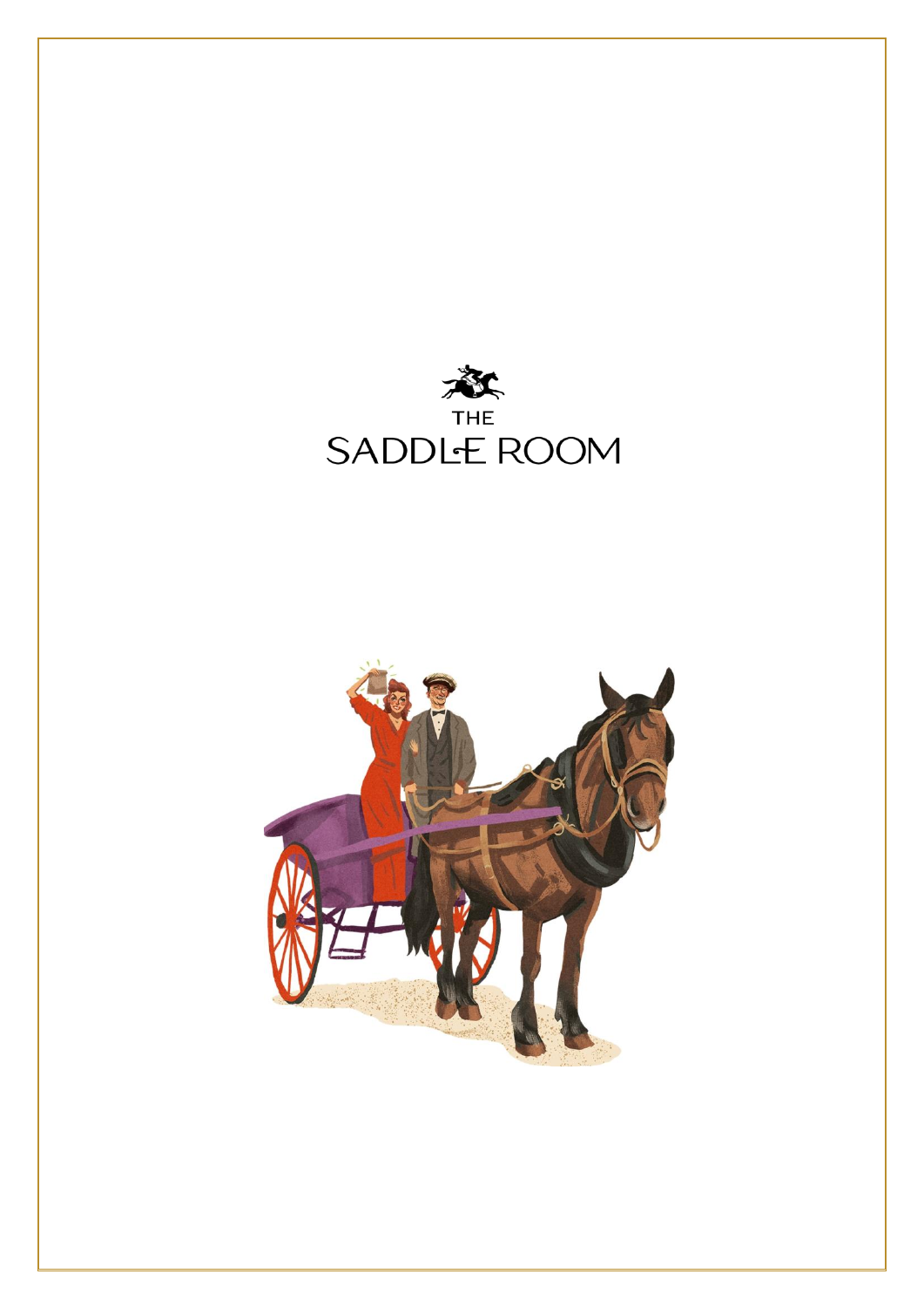THE

# SADDLE ROOM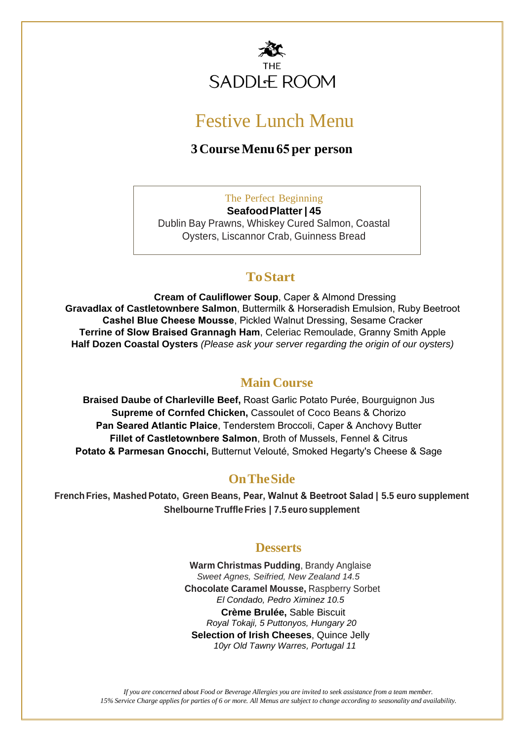THE SADDLE ROOM

# Festive Lunch Menu

**3 Course Menu 65 per person**

The Perfect Beginning

**Seafood Platter | 45**

Dublin Bay Prawns, Whiskey Cured Salmon, Coastal Oysters, Liscannor Crab, Guinness Bread

## To Start

**Cream of Cauliflower Soup**, Caper & Almond Dressing

**Gravadlax of Castletownbere Salmon**, Buttermilk & Horseradish Emulsion, Ruby Beetroot

**Cashel Blue Cheese Mousse**, Pickled Walnut Dressing, Sesame Cracker

**Terrine of Slow Braised Grannagh Ham**, Celeriac Remoulade, Granny Smith Apple

**Half Dozen Coastal Oysters** *(Please ask your server regarding the origin of our oysters)*

## Main Course

**Braised Daube of Charleville Beef,** Roast Garlic Potato Purée, Bourguignon Jus

**Supreme of Cornfed Chicken,** Cassoulet of Coco Beans & Chorizo

**Pan Seared Atlantic Plaice**, Tenderstem Broccoli, Caper & Anchovy Butter

**Fillet of Castletownbere Salmon**, Broth of Mussels, Fennel & Citrus

**Potato & Parmesan Gnocchi,** Butternut Velouté, Smoked Hegarty's Cheese & Sage

## On The Side

**French Fries, Mashed Potato, Green Beans, Pear, Walnut & Beetroot Salad | 5.5 euro supplement**

**Shelbourne Truffle Fries | 7.5 euro supplement**

## Desserts

**Warm Christmas Pudding**, Brandy Anglaise
*Sweet Agnes, Seifried, New Zealand 14.5*

**Chocolate Caramel Mousse,** Raspberry Sorbet
*El Condado, Pedro Ximinez 10.5*

**Crème Brulée,** Sable Biscuit
*Royal Tokaji, 5 Puttonyos, Hungary 20*

**Selection of Irish Cheeses**, Quince Jelly
*10yr Old Tawny Warres, Portugal 11*

*If you are concerned about Food or Beverage Allergies you are invited to seek assistance from a team member.*
*15% Service Charge applies for parties of 6 or more. All Menus are subject to change according to seasonality and availability.*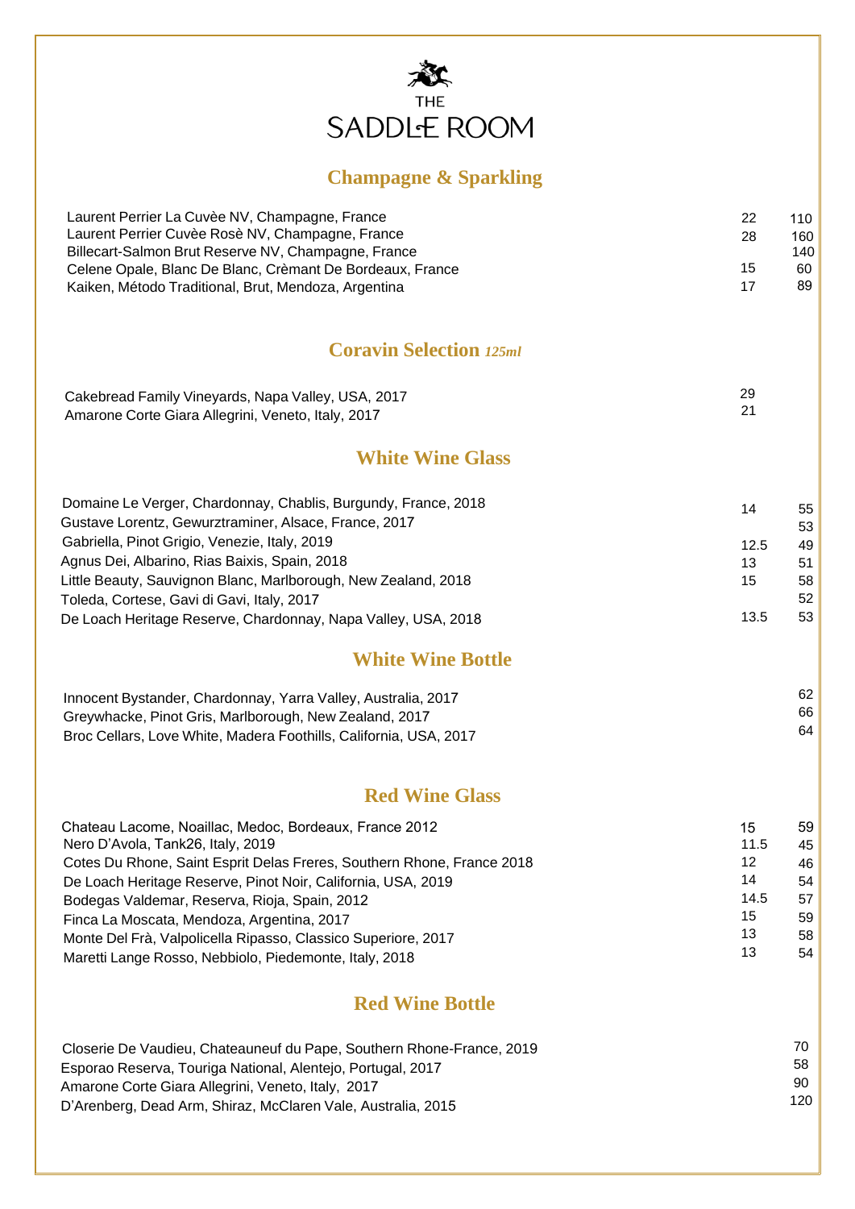# THE SADDLE ROOM

## Champagne & Sparkling

| Wine | Glass | Bottle |
|---|---|---|
| Laurent Perrier La Cuvèe NV, Champagne, France | 22 | 110 |
| Laurent Perrier Cuvèe Rosè NV, Champagne, France | 28 | 160 |
| Billecart-Salmon Brut Reserve NV, Champagne, France | | 140 |
| Celene Opale, Blanc De Blanc, Crèmant De Bordeaux, France | 15 | 60 |
| Kaiken, Método Traditional, Brut, Mendoza, Argentina | 17 | 89 |

## Coravin Selection *125ml*

| Wine | Price |
|---|---|
| Cakebread Family Vineyards, Napa Valley, USA, 2017 | 29 |
| Amarone Corte Giara Allegrini, Veneto, Italy, 2017 | 21 |

## White Wine Glass

| Wine | Glass | Bottle |
|---|---|---|
| Domaine Le Verger, Chardonnay, Chablis, Burgundy, France, 2018 | 14 | 55 |
| Gustave Lorentz, Gewurztraminer, Alsace, France, 2017 | | 53 |
| Gabriella, Pinot Grigio, Venezie, Italy, 2019 | 12.5 | 49 |
| Agnus Dei, Albarino, Rias Baixis, Spain, 2018 | 13 | 51 |
| Little Beauty, Sauvignon Blanc, Marlborough, New Zealand, 2018 | 15 | 58 |
| Toleda, Cortese, Gavi di Gavi, Italy, 2017 | | 52 |
| De Loach Heritage Reserve, Chardonnay, Napa Valley, USA, 2018 | 13.5 | 53 |

## White Wine Bottle

| Wine | Bottle |
|---|---|
| Innocent Bystander, Chardonnay, Yarra Valley, Australia, 2017 | 62 |
| Greywhacke, Pinot Gris, Marlborough, New Zealand, 2017 | 66 |
| Broc Cellars, Love White, Madera Foothills, California, USA, 2017 | 64 |

## Red Wine Glass

| Wine | Glass | Bottle |
|---|---|---|
| Chateau Lacome, Noaillac, Medoc, Bordeaux, France 2012 | 15 | 59 |
| Nero D'Avola, Tank26, Italy, 2019 | 11.5 | 45 |
| Cotes Du Rhone, Saint Esprit Delas Freres, Southern Rhone, France 2018 | 12 | 46 |
| De Loach Heritage Reserve, Pinot Noir, California, USA, 2019 | 14 | 54 |
| Bodegas Valdemar, Reserva, Rioja, Spain, 2012 | 14.5 | 57 |
| Finca La Moscata, Mendoza, Argentina, 2017 | 15 | 59 |
| Monte Del Frà, Valpolicella Ripasso, Classico Superiore, 2017 | 13 | 58 |
| Maretti Lange Rosso, Nebbiolo, Piedemonte, Italy, 2018 | 13 | 54 |

## Red Wine Bottle

| Wine | Bottle |
|---|---|
| Closerie De Vaudieu, Chateauneuf du Pape, Southern Rhone-France, 2019 | 70 |
| Esporao Reserva, Touriga National, Alentejo, Portugal, 2017 | 58 |
| Amarone Corte Giara Allegrini, Veneto, Italy, 2017 | 90 |
| D'Arenberg, Dead Arm, Shiraz, McClaren Vale, Australia, 2015 | 120 |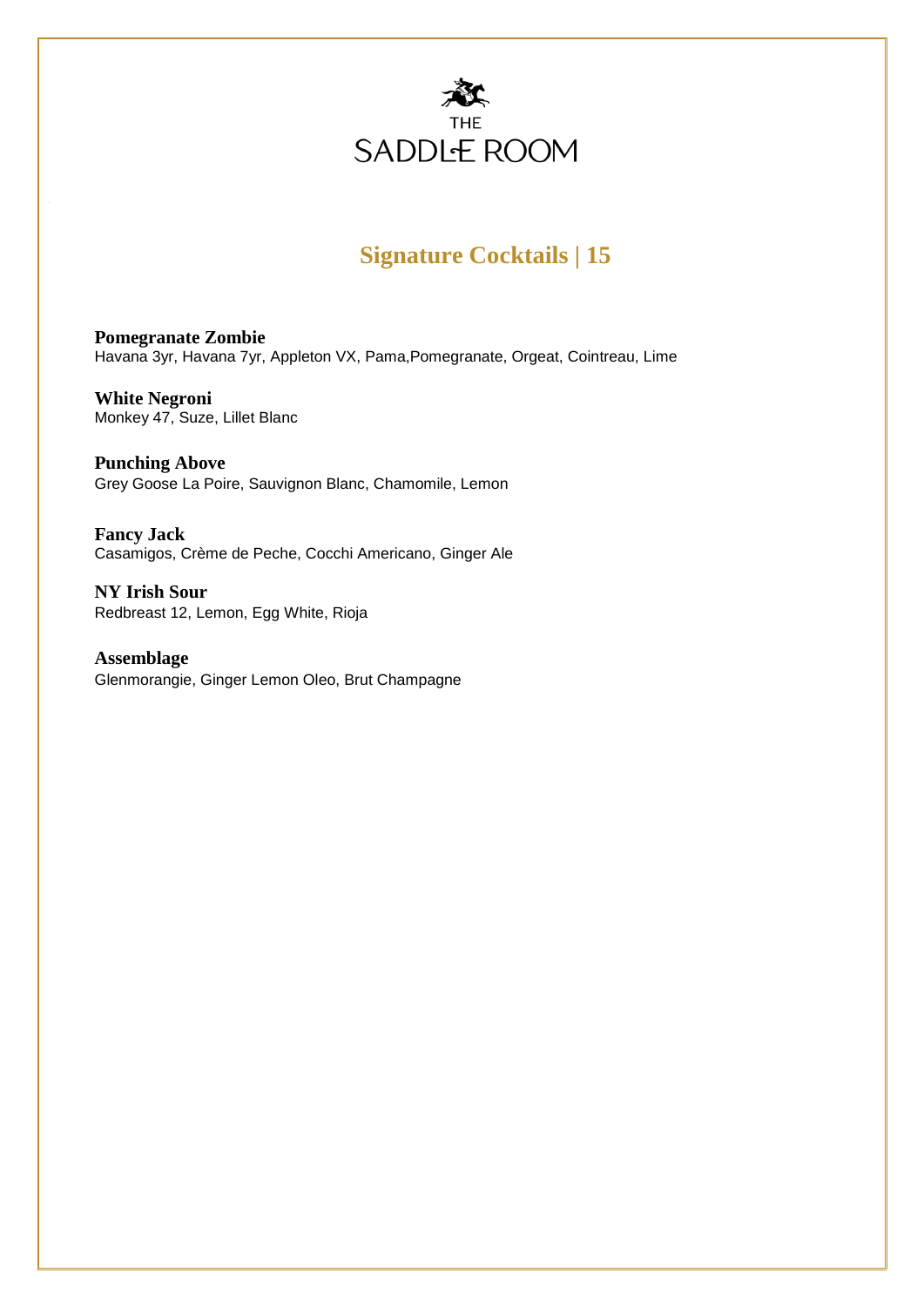# THE SADDLE ROOM

## Signature Cocktails | 15

**Pomegranate Zombie**
Havana 3yr, Havana 7yr, Appleton VX, Pama,Pomegranate, Orgeat, Cointreau, Lime

**White Negroni**
Monkey 47, Suze, Lillet Blanc

**Punching Above**
Grey Goose La Poire, Sauvignon Blanc, Chamomile, Lemon

**Fancy Jack**
Casamigos, Crème de Peche, Cocchi Americano, Ginger Ale

**NY Irish Sour**
Redbreast 12, Lemon, Egg White, Rioja

**Assemblage**
Glenmorangie, Ginger Lemon Oleo, Brut Champagne